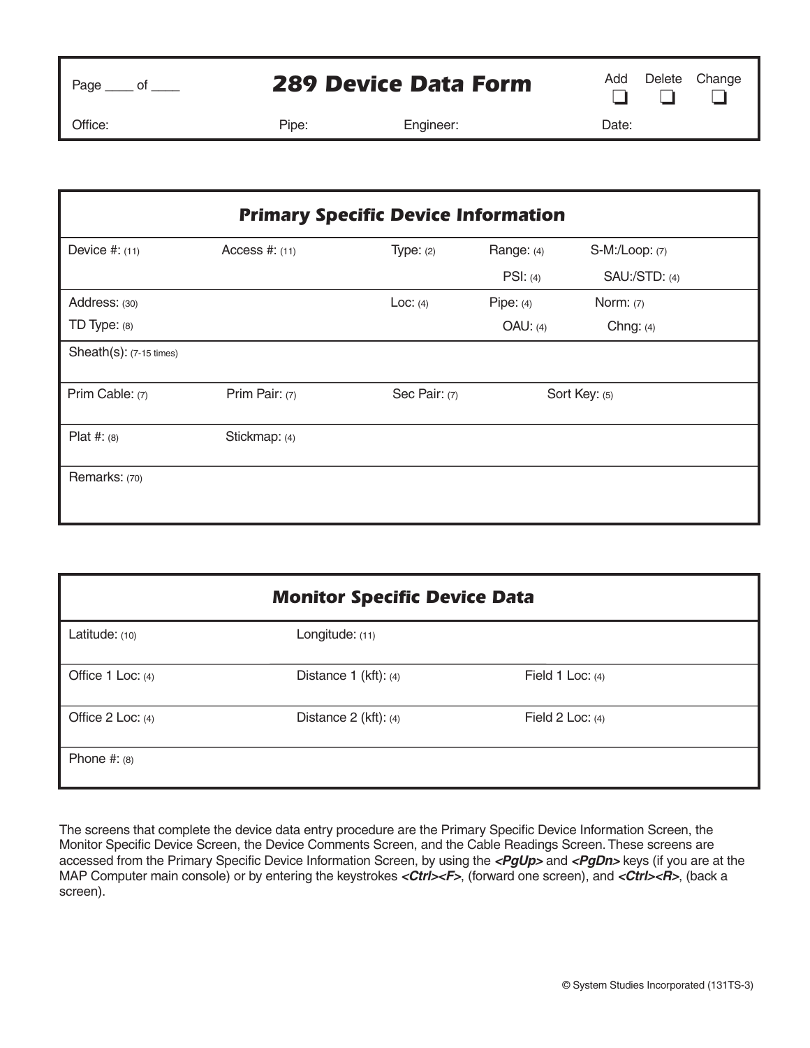Page ____ of ____

# 289 Device Data Form

Add ❑ Delete ❑ Change ❑

Office: Pipe: Engineer: Date:

## Primary Specific Device Information

| | | | | |
|---|---|---|---|---|
| Device #: (11) | Access #: (11) | Type: (2) | Range: (4)<br>PSI: (4) | S-M:/Loop: (7)<br>SAU:/STD: (4) |
| Address: (30)<br>TD Type: (8) | | Loc: (4) | Pipe: (4)<br>OAU: (4) | Norm: (7)<br>Chng: (4) |
| Sheath(s): (7-15 times) | | | | |
| Prim Cable: (7) | Prim Pair: (7) | Sec Pair: (7) | Sort Key: (5) | |
| Plat #: (8) | Stickmap: (4) | | | |
| Remarks: (70) | | | | |

## Monitor Specific Device Data

| | | |
|---|---|---|
| Latitude: (10) | Longitude: (11) | |
| Office 1 Loc: (4) | Distance 1 (kft): (4) | Field 1 Loc: (4) |
| Office 2 Loc: (4) | Distance 2 (kft): (4) | Field 2 Loc: (4) |
| Phone #: (8) | | |

The screens that complete the device data entry procedure are the Primary Specific Device Information Screen, the Monitor Specific Device Screen, the Device Comments Screen, and the Cable Readings Screen. These screens are accessed from the Primary Specific Device Information Screen, by using the ***<PgUp>*** and ***<PgDn>*** keys (if you are at the MAP Computer main console) or by entering the keystrokes ***<Ctrl><F>***, (forward one screen), and ***<Ctrl><R>***, (back a screen).

© System Studies Incorporated (131TS-3)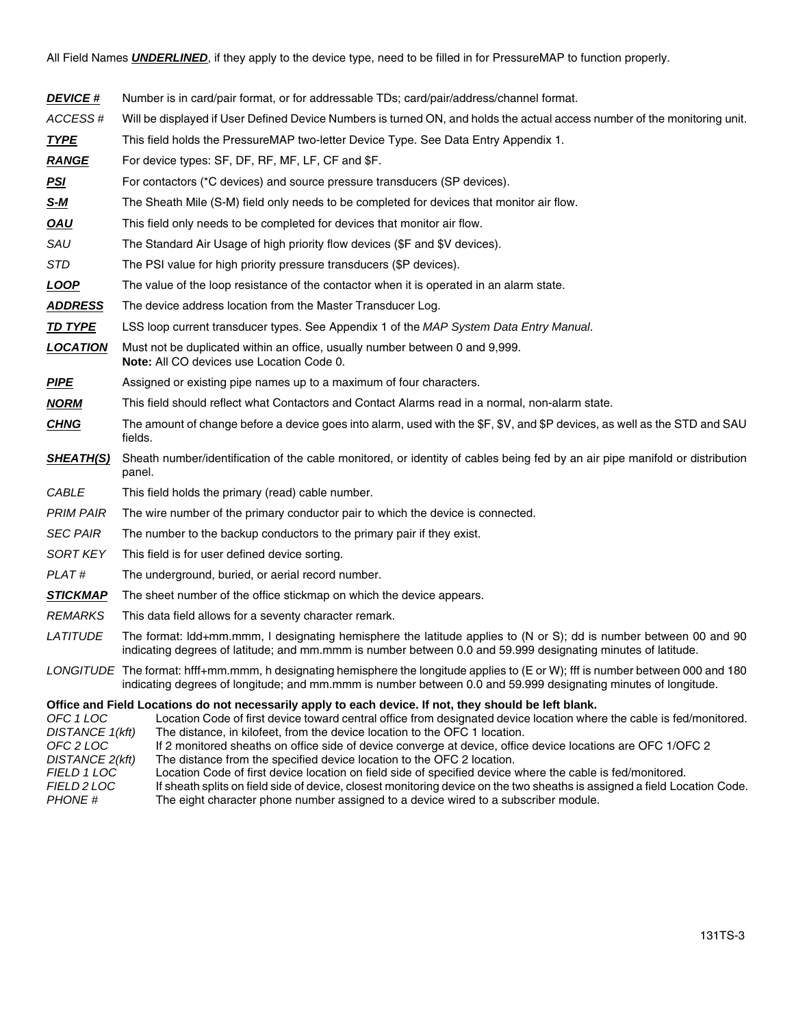All Field Names ***UNDERLINED***, if they apply to the device type, need to be filled in for PressureMAP to function properly.

| | |
|---|---|
| ***<u>DEVICE #</u>*** | Number is in card/pair format, or for addressable TDs; card/pair/address/channel format. |
| *ACCESS #* | Will be displayed if User Defined Device Numbers is turned ON, and holds the actual access number of the monitoring unit. |
| ***<u>TYPE</u>*** | This field holds the PressureMAP two-letter Device Type. See Data Entry Appendix 1. |
| ***<u>RANGE</u>*** | For device types: SF, DF, RF, MF, LF, CF and $F. |
| ***<u>PSI</u>*** | For contactors (*C devices) and source pressure transducers (SP devices). |
| ***<u>S-M</u>*** | The Sheath Mile (S-M) field only needs to be completed for devices that monitor air flow. |
| ***<u>OAU</u>*** | This field only needs to be completed for devices that monitor air flow. |
| *SAU* | The Standard Air Usage of high priority flow devices ($F and $V devices). |
| *STD* | The PSI value for high priority pressure transducers ($P devices). |
| ***<u>LOOP</u>*** | The value of the loop resistance of the contactor when it is operated in an alarm state. |
| ***<u>ADDRESS</u>*** | The device address location from the Master Transducer Log. |
| ***<u>TD TYPE</u>*** | LSS loop current transducer types. See Appendix 1 of the *MAP System Data Entry Manual*. |
| ***<u>LOCATION</u>*** | Must not be duplicated within an office, usually number between 0 and 9,999. **Note:** All CO devices use Location Code 0. |
| ***<u>PIPE</u>*** | Assigned or existing pipe names up to a maximum of four characters. |
| ***<u>NORM</u>*** | This field should reflect what Contactors and Contact Alarms read in a normal, non-alarm state. |
| ***<u>CHNG</u>*** | The amount of change before a device goes into alarm, used with the $F, $V, and $P devices, as well as the STD and SAU fields. |
| ***<u>SHEATH(S)</u>*** | Sheath number/identification of the cable monitored, or identity of cables being fed by an air pipe manifold or distribution panel. |
| *CABLE* | This field holds the primary (read) cable number. |
| *PRIM PAIR* | The wire number of the primary conductor pair to which the device is connected. |
| *SEC PAIR* | The number to the backup conductors to the primary pair if they exist. |
| *SORT KEY* | This field is for user defined device sorting. |
| *PLAT #* | The underground, buried, or aerial record number. |
| ***<u>STICKMAP</u>*** | The sheet number of the office stickmap on which the device appears. |
| *REMARKS* | This data field allows for a seventy character remark. |
| *LATITUDE* | The format: ldd+mm.mmm, l designating hemisphere the latitude applies to (N or S); dd is number between 00 and 90 indicating degrees of latitude; and mm.mmm is number between 0.0 and 59.999 designating minutes of latitude. |
| *LONGITUDE* | The format: hfff+mm.mmm, h designating hemisphere the longitude applies to (E or W); fff is number between 000 and 180 indicating degrees of longitude; and mm.mmm is number between 0.0 and 59.999 designating minutes of longitude. |

**Office and Field Locations do not necessarily apply to each device. If not, they should be left blank.**

| | |
|---|---|
| *OFC 1 LOC* | Location Code of first device toward central office from designated device location where the cable is fed/monitored. |
| *DISTANCE 1(kft)* | The distance, in kilofeet, from the device location to the OFC 1 location. |
| *OFC 2 LOC* | If 2 monitored sheaths on office side of device converge at device, office device locations are OFC 1/OFC 2 |
| *DISTANCE 2(kft)* | The distance from the specified device location to the OFC 2 location. |
| *FIELD 1 LOC* | Location Code of first device location on field side of specified device where the cable is fed/monitored. |
| *FIELD 2 LOC* | If sheath splits on field side of device, closest monitoring device on the two sheaths is assigned a field Location Code. |
| *PHONE #* | The eight character phone number assigned to a device wired to a subscriber module. |